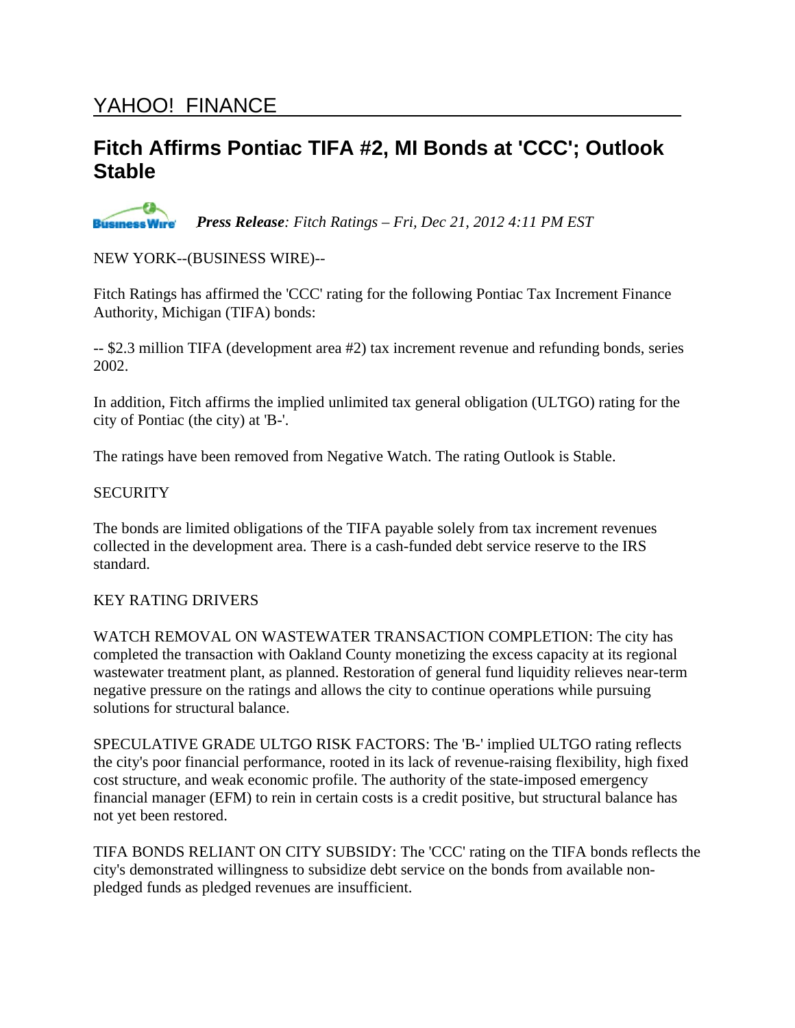YAHOO! FINANCE

# Fitch Affirms Pontiac TIFA #2, MI Bonds at 'CCC'; Outlook Stable

***Press Release**: Fitch Ratings – Fri, Dec 21, 2012 4:11 PM EST*

NEW YORK--(BUSINESS WIRE)--

Fitch Ratings has affirmed the 'CCC' rating for the following Pontiac Tax Increment Finance Authority, Michigan (TIFA) bonds:

-- $2.3 million TIFA (development area #2) tax increment revenue and refunding bonds, series 2002.

In addition, Fitch affirms the implied unlimited tax general obligation (ULTGO) rating for the city of Pontiac (the city) at 'B-'.

The ratings have been removed from Negative Watch. The rating Outlook is Stable.

SECURITY

The bonds are limited obligations of the TIFA payable solely from tax increment revenues collected in the development area. There is a cash-funded debt service reserve to the IRS standard.

KEY RATING DRIVERS

WATCH REMOVAL ON WASTEWATER TRANSACTION COMPLETION: The city has completed the transaction with Oakland County monetizing the excess capacity at its regional wastewater treatment plant, as planned. Restoration of general fund liquidity relieves near-term negative pressure on the ratings and allows the city to continue operations while pursuing solutions for structural balance.

SPECULATIVE GRADE ULTGO RISK FACTORS: The 'B-' implied ULTGO rating reflects the city's poor financial performance, rooted in its lack of revenue-raising flexibility, high fixed cost structure, and weak economic profile. The authority of the state-imposed emergency financial manager (EFM) to rein in certain costs is a credit positive, but structural balance has not yet been restored.

TIFA BONDS RELIANT ON CITY SUBSIDY: The 'CCC' rating on the TIFA bonds reflects the city's demonstrated willingness to subsidize debt service on the bonds from available non-pledged funds as pledged revenues are insufficient.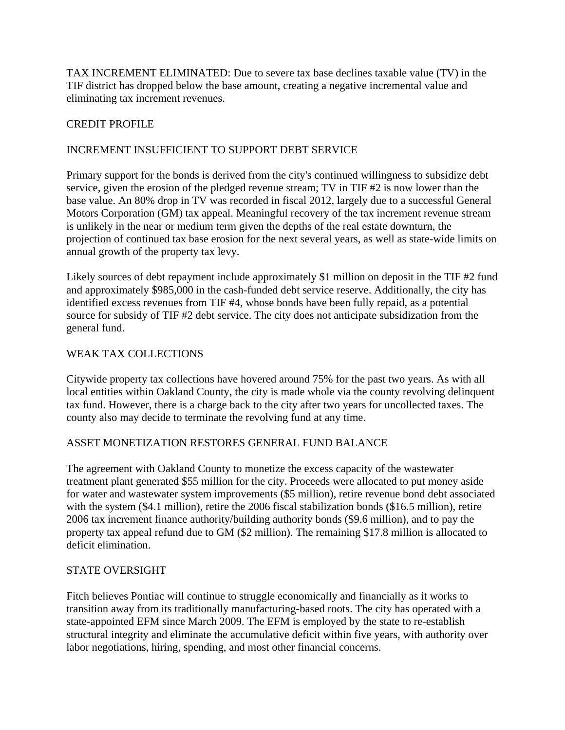TAX INCREMENT ELIMINATED: Due to severe tax base declines taxable value (TV) in the TIF district has dropped below the base amount, creating a negative incremental value and eliminating tax increment revenues.

## CREDIT PROFILE

### INCREMENT INSUFFICIENT TO SUPPORT DEBT SERVICE

Primary support for the bonds is derived from the city's continued willingness to subsidize debt service, given the erosion of the pledged revenue stream; TV in TIF #2 is now lower than the base value. An 80% drop in TV was recorded in fiscal 2012, largely due to a successful General Motors Corporation (GM) tax appeal. Meaningful recovery of the tax increment revenue stream is unlikely in the near or medium term given the depths of the real estate downturn, the projection of continued tax base erosion for the next several years, as well as state-wide limits on annual growth of the property tax levy.

Likely sources of debt repayment include approximately $1 million on deposit in the TIF #2 fund and approximately $985,000 in the cash-funded debt service reserve. Additionally, the city has identified excess revenues from TIF #4, whose bonds have been fully repaid, as a potential source for subsidy of TIF #2 debt service. The city does not anticipate subsidization from the general fund.

### WEAK TAX COLLECTIONS

Citywide property tax collections have hovered around 75% for the past two years. As with all local entities within Oakland County, the city is made whole via the county revolving delinquent tax fund. However, there is a charge back to the city after two years for uncollected taxes. The county also may decide to terminate the revolving fund at any time.

### ASSET MONETIZATION RESTORES GENERAL FUND BALANCE

The agreement with Oakland County to monetize the excess capacity of the wastewater treatment plant generated $55 million for the city. Proceeds were allocated to put money aside for water and wastewater system improvements ($5 million), retire revenue bond debt associated with the system ($4.1 million), retire the 2006 fiscal stabilization bonds ($16.5 million), retire 2006 tax increment finance authority/building authority bonds ($9.6 million), and to pay the property tax appeal refund due to GM ($2 million). The remaining $17.8 million is allocated to deficit elimination.

### STATE OVERSIGHT

Fitch believes Pontiac will continue to struggle economically and financially as it works to transition away from its traditionally manufacturing-based roots. The city has operated with a state-appointed EFM since March 2009. The EFM is employed by the state to re-establish structural integrity and eliminate the accumulative deficit within five years, with authority over labor negotiations, hiring, spending, and most other financial concerns.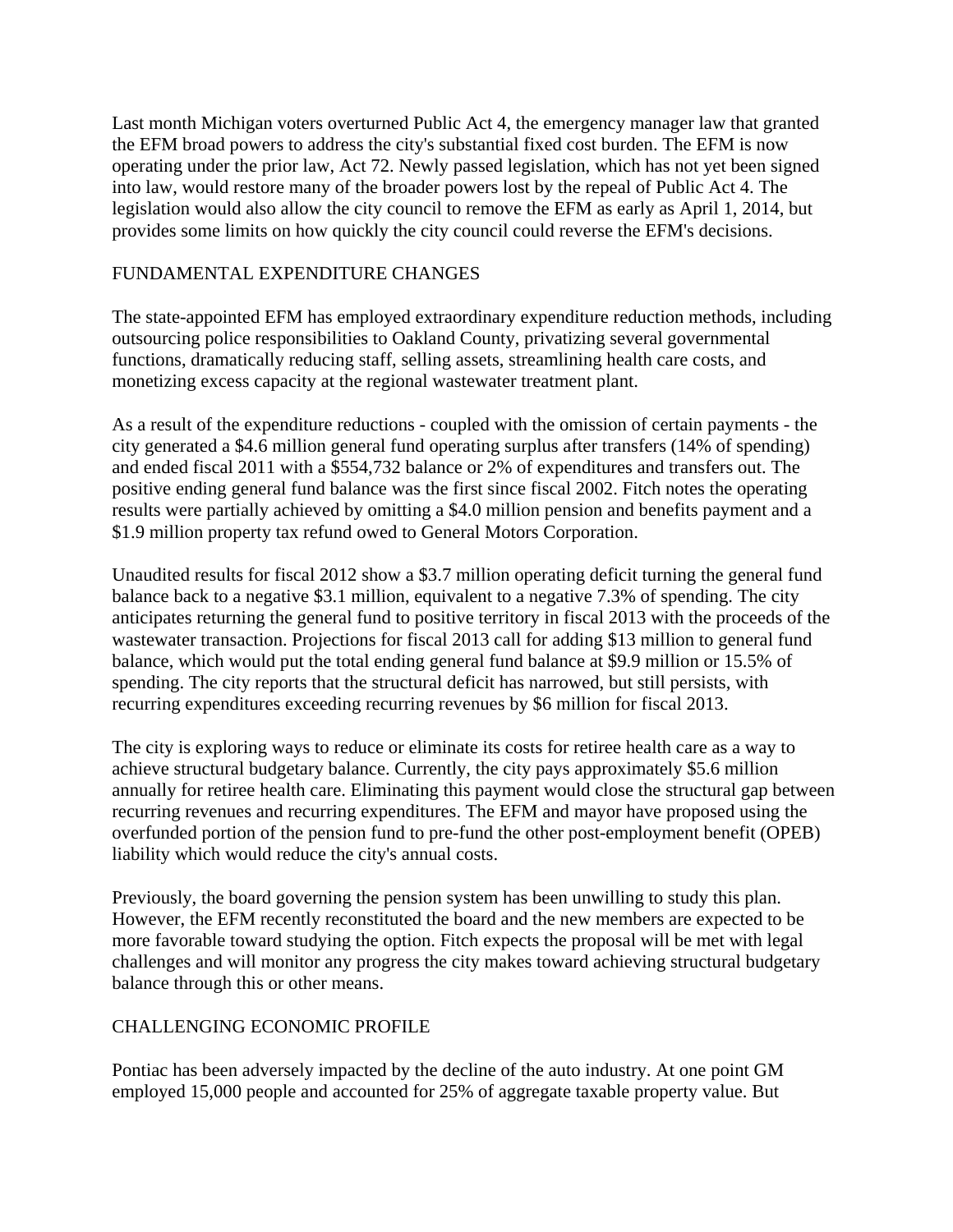Last month Michigan voters overturned Public Act 4, the emergency manager law that granted the EFM broad powers to address the city's substantial fixed cost burden. The EFM is now operating under the prior law, Act 72. Newly passed legislation, which has not yet been signed into law, would restore many of the broader powers lost by the repeal of Public Act 4. The legislation would also allow the city council to remove the EFM as early as April 1, 2014, but provides some limits on how quickly the city council could reverse the EFM's decisions.

## FUNDAMENTAL EXPENDITURE CHANGES

The state-appointed EFM has employed extraordinary expenditure reduction methods, including outsourcing police responsibilities to Oakland County, privatizing several governmental functions, dramatically reducing staff, selling assets, streamlining health care costs, and monetizing excess capacity at the regional wastewater treatment plant.

As a result of the expenditure reductions - coupled with the omission of certain payments - the city generated a $4.6 million general fund operating surplus after transfers (14% of spending) and ended fiscal 2011 with a $554,732 balance or 2% of expenditures and transfers out. The positive ending general fund balance was the first since fiscal 2002. Fitch notes the operating results were partially achieved by omitting a $4.0 million pension and benefits payment and a $1.9 million property tax refund owed to General Motors Corporation.

Unaudited results for fiscal 2012 show a $3.7 million operating deficit turning the general fund balance back to a negative $3.1 million, equivalent to a negative 7.3% of spending. The city anticipates returning the general fund to positive territory in fiscal 2013 with the proceeds of the wastewater transaction. Projections for fiscal 2013 call for adding $13 million to general fund balance, which would put the total ending general fund balance at $9.9 million or 15.5% of spending. The city reports that the structural deficit has narrowed, but still persists, with recurring expenditures exceeding recurring revenues by $6 million for fiscal 2013.

The city is exploring ways to reduce or eliminate its costs for retiree health care as a way to achieve structural budgetary balance. Currently, the city pays approximately $5.6 million annually for retiree health care. Eliminating this payment would close the structural gap between recurring revenues and recurring expenditures. The EFM and mayor have proposed using the overfunded portion of the pension fund to pre-fund the other post-employment benefit (OPEB) liability which would reduce the city's annual costs.

Previously, the board governing the pension system has been unwilling to study this plan. However, the EFM recently reconstituted the board and the new members are expected to be more favorable toward studying the option. Fitch expects the proposal will be met with legal challenges and will monitor any progress the city makes toward achieving structural budgetary balance through this or other means.

## CHALLENGING ECONOMIC PROFILE

Pontiac has been adversely impacted by the decline of the auto industry. At one point GM employed 15,000 people and accounted for 25% of aggregate taxable property value. But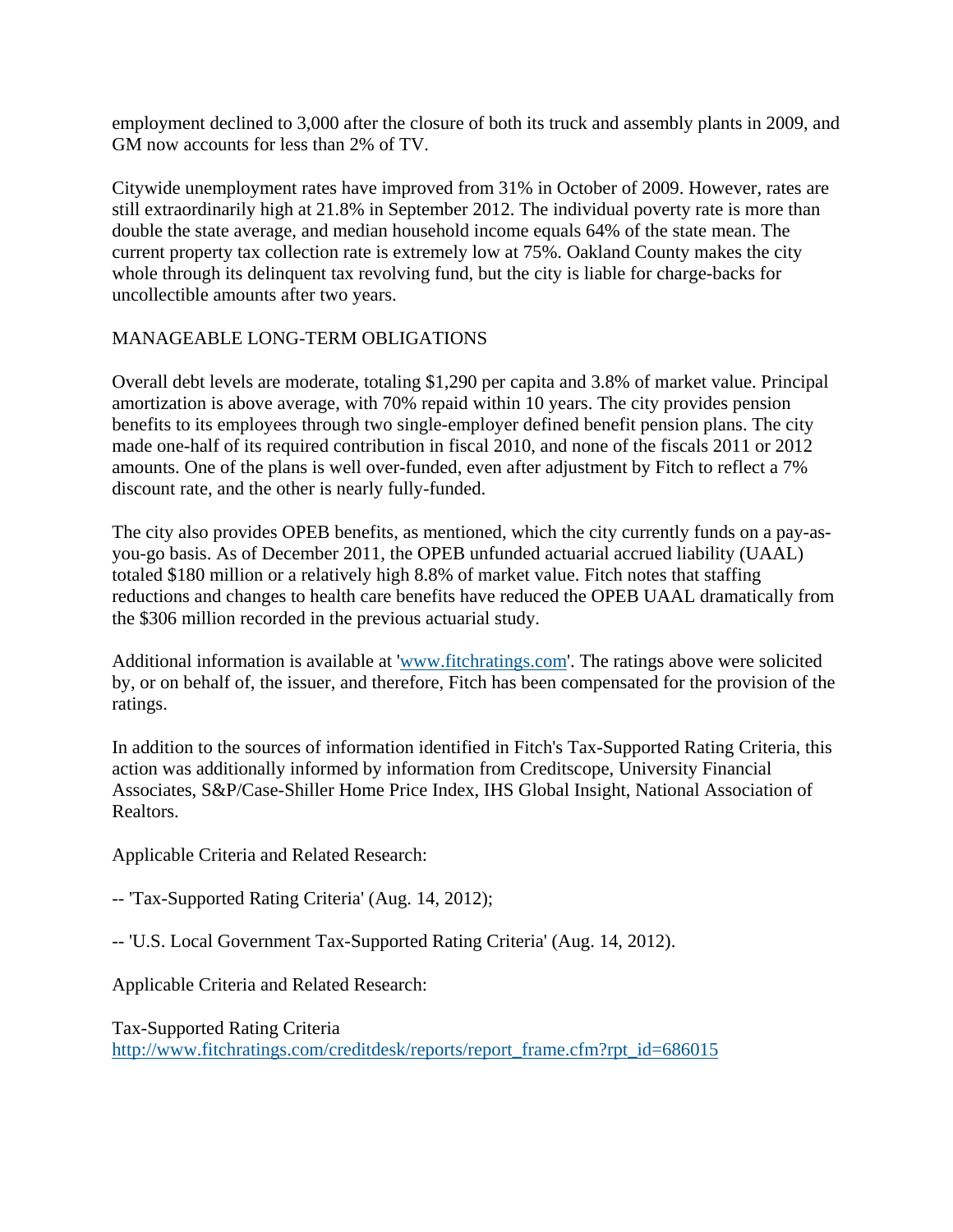employment declined to 3,000 after the closure of both its truck and assembly plants in 2009, and GM now accounts for less than 2% of TV.

Citywide unemployment rates have improved from 31% in October of 2009. However, rates are still extraordinarily high at 21.8% in September 2012. The individual poverty rate is more than double the state average, and median household income equals 64% of the state mean. The current property tax collection rate is extremely low at 75%. Oakland County makes the city whole through its delinquent tax revolving fund, but the city is liable for charge-backs for uncollectible amounts after two years.

MANAGEABLE LONG-TERM OBLIGATIONS

Overall debt levels are moderate, totaling $1,290 per capita and 3.8% of market value. Principal amortization is above average, with 70% repaid within 10 years. The city provides pension benefits to its employees through two single-employer defined benefit pension plans. The city made one-half of its required contribution in fiscal 2010, and none of the fiscals 2011 or 2012 amounts. One of the plans is well over-funded, even after adjustment by Fitch to reflect a 7% discount rate, and the other is nearly fully-funded.

The city also provides OPEB benefits, as mentioned, which the city currently funds on a pay-as-you-go basis. As of December 2011, the OPEB unfunded actuarial accrued liability (UAAL) totaled $180 million or a relatively high 8.8% of market value. Fitch notes that staffing reductions and changes to health care benefits have reduced the OPEB UAAL dramatically from the $306 million recorded in the previous actuarial study.

Additional information is available at '[www.fitchratings.com](http://www.fitchratings.com)'. The ratings above were solicited by, or on behalf of, the issuer, and therefore, Fitch has been compensated for the provision of the ratings.

In addition to the sources of information identified in Fitch's Tax-Supported Rating Criteria, this action was additionally informed by information from Creditscope, University Financial Associates, S&P/Case-Shiller Home Price Index, IHS Global Insight, National Association of Realtors.

Applicable Criteria and Related Research:

-- 'Tax-Supported Rating Criteria' (Aug. 14, 2012);

-- 'U.S. Local Government Tax-Supported Rating Criteria' (Aug. 14, 2012).

Applicable Criteria and Related Research:

Tax-Supported Rating Criteria
http://www.fitchratings.com/creditdesk/reports/report_frame.cfm?rpt_id=686015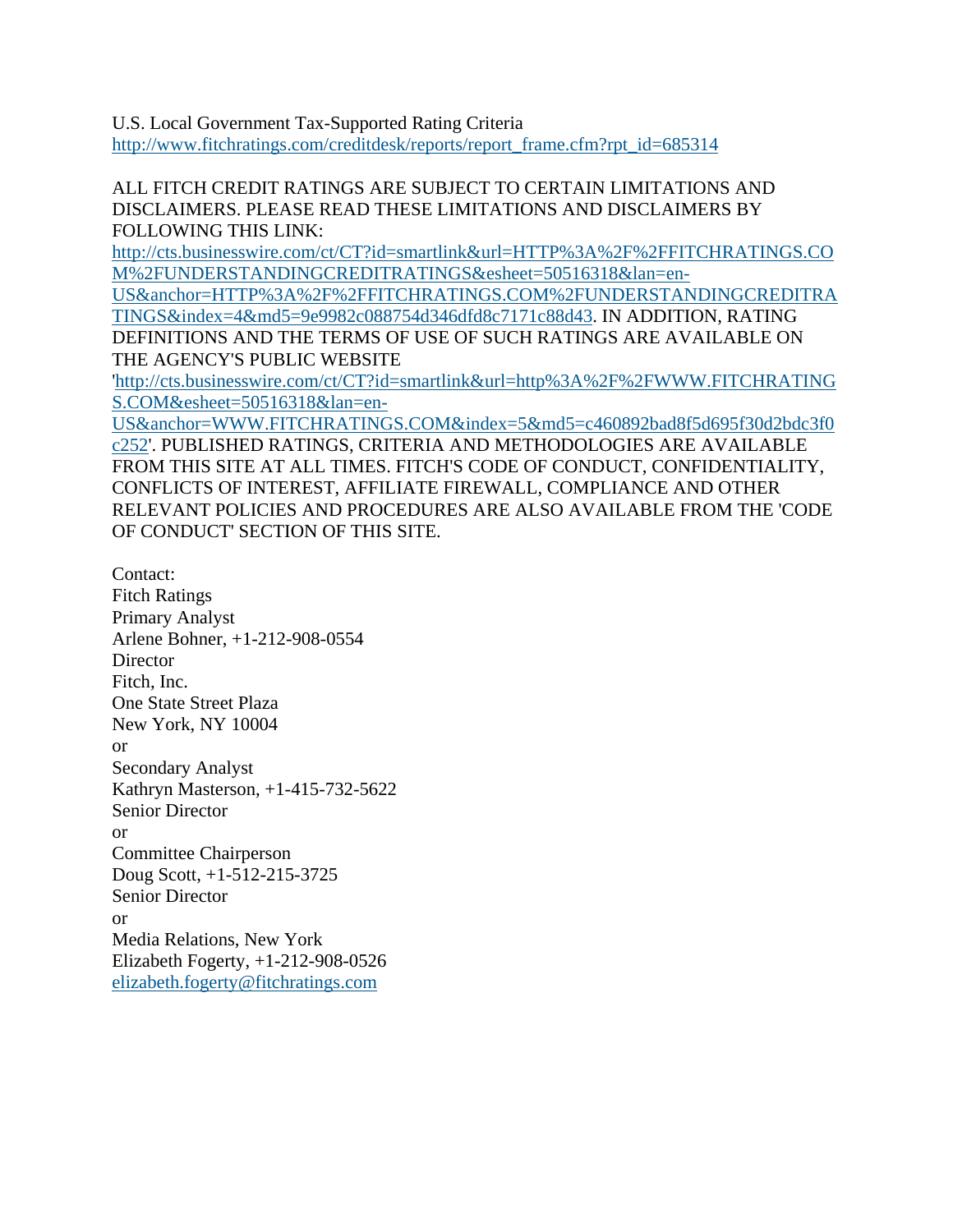U.S. Local Government Tax-Supported Rating Criteria
http://www.fitchratings.com/creditdesk/reports/report_frame.cfm?rpt_id=685314

ALL FITCH CREDIT RATINGS ARE SUBJECT TO CERTAIN LIMITATIONS AND DISCLAIMERS. PLEASE READ THESE LIMITATIONS AND DISCLAIMERS BY FOLLOWING THIS LINK: http://cts.businesswire.com/ct/CT?id=smartlink&url=HTTP%3A%2F%2FFITCHRATINGS.COM%2FUNDERSTANDINGCREDITRATINGS&esheet=50516318&lan=en-US&anchor=HTTP%3A%2F%2FFITCHRATINGS.COM%2FUNDERSTANDINGCREDITRATINGS&index=4&md5=9e9982c088754d346dfd8c7171c88d43. IN ADDITION, RATING DEFINITIONS AND THE TERMS OF USE OF SUCH RATINGS ARE AVAILABLE ON THE AGENCY'S PUBLIC WEBSITE 'http://cts.businesswire.com/ct/CT?id=smartlink&url=http%3A%2F%2FWWW.FITCHRATINGS.COM&esheet=50516318&lan=en-US&anchor=WWW.FITCHRATINGS.COM&index=5&md5=c460892bad8f5d695f30d2bdc3f0c252'. PUBLISHED RATINGS, CRITERIA AND METHODOLOGIES ARE AVAILABLE FROM THIS SITE AT ALL TIMES. FITCH'S CODE OF CONDUCT, CONFIDENTIALITY, CONFLICTS OF INTEREST, AFFILIATE FIREWALL, COMPLIANCE AND OTHER RELEVANT POLICIES AND PROCEDURES ARE ALSO AVAILABLE FROM THE 'CODE OF CONDUCT' SECTION OF THIS SITE.

Contact:
Fitch Ratings
Primary Analyst
Arlene Bohner, +1-212-908-0554
Director
Fitch, Inc.
One State Street Plaza
New York, NY 10004
or
Secondary Analyst
Kathryn Masterson, +1-415-732-5622
Senior Director
or
Committee Chairperson
Doug Scott, +1-512-215-3725
Senior Director
or
Media Relations, New York
Elizabeth Fogerty, +1-212-908-0526
elizabeth.fogerty@fitchratings.com